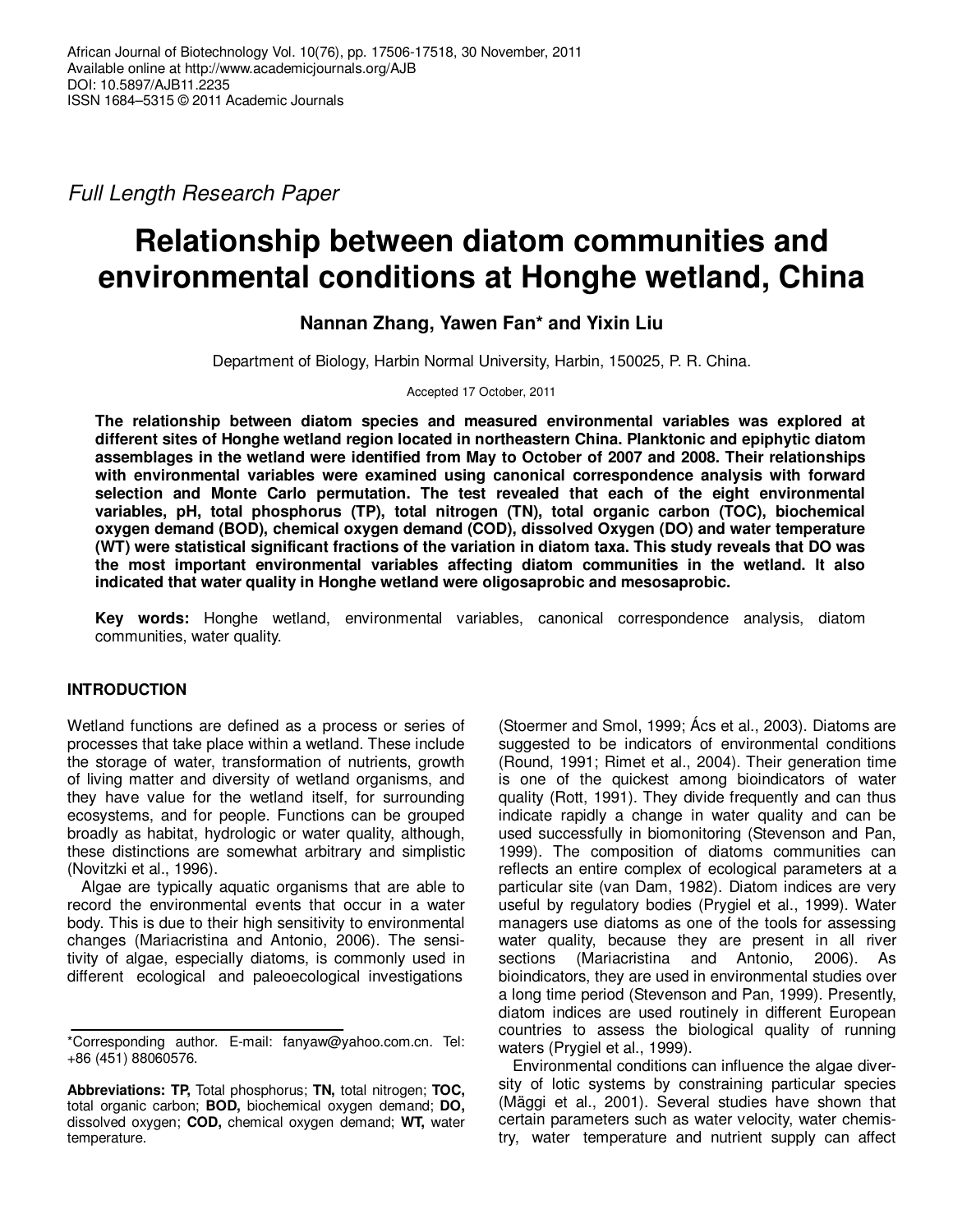Full Length Research Paper

# Relationship between diatom communities and environmental conditions at Honghe wetland, China

**Nannan Zhang, Yawen Fan* and Yixin Liu**

Department of Biology, Harbin Normal University, Harbin, 150025, P. R. China.

Accepted 17 October, 2011

**The relationship between diatom species and measured environmental variables was explored at different sites of Honghe wetland region located in northeastern China. Planktonic and epiphytic diatom assemblages in the wetland were identified from May to October of 2007 and 2008. Their relationships with environmental variables were examined using canonical correspondence analysis with forward selection and Monte Carlo permutation. The test revealed that each of the eight environmental variables, pH, total phosphorus (TP), total nitrogen (TN), total organic carbon (TOC), biochemical oxygen demand (BOD), chemical oxygen demand (COD), dissolved Oxygen (DO) and water temperature (WT) were statistical significant fractions of the variation in diatom taxa. This study reveals that DO was the most important environmental variables affecting diatom communities in the wetland. It also indicated that water quality in Honghe wetland were oligosaprobic and mesosaprobic.**

**Key words:** Honghe wetland, environmental variables, canonical correspondence analysis, diatom communities, water quality.

## INTRODUCTION

Wetland functions are defined as a process or series of processes that take place within a wetland. These include the storage of water, transformation of nutrients, growth of living matter and diversity of wetland organisms, and they have value for the wetland itself, for surrounding ecosystems, and for people. Functions can be grouped broadly as habitat, hydrologic or water quality, although, these distinctions are somewhat arbitrary and simplistic (Novitzki et al., 1996).

Algae are typically aquatic organisms that are able to record the environmental events that occur in a water body. This is due to their high sensitivity to environmental changes (Mariacristina and Antonio, 2006). The sensitivity of algae, especially diatoms, is commonly used in different ecological and paleoecological investigations (Stoermer and Smol, 1999; Ács et al., 2003). Diatoms are suggested to be indicators of environmental conditions (Round, 1991; Rimet et al., 2004). Their generation time is one of the quickest among bioindicators of water quality (Rott, 1991). They divide frequently and can thus indicate rapidly a change in water quality and can be used successfully in biomonitoring (Stevenson and Pan, 1999). The composition of diatoms communities can reflects an entire complex of ecological parameters at a particular site (van Dam, 1982). Diatom indices are very useful by regulatory bodies (Prygiel et al., 1999). Water managers use diatoms as one of the tools for assessing water quality, because they are present in all river sections (Mariacristina and Antonio, 2006). As bioindicators, they are used in environmental studies over a long time period (Stevenson and Pan, 1999). Presently, diatom indices are used routinely in different European countries to assess the biological quality of running waters (Prygiel et al., 1999).

Environmental conditions can influence the algae diversity of lotic systems by constraining particular species (Mäggi et al., 2001). Several studies have shown that certain parameters such as water velocity, water chemistry, water temperature and nutrient supply can affect

*Corresponding author. E-mail: fanyaw@yahoo.com.cn. Tel: +86 (451) 88060576.

**Abbreviations: TP,** Total phosphorus; **TN,** total nitrogen; **TOC,** total organic carbon; **BOD,** biochemical oxygen demand; **DO,** dissolved oxygen; **COD,** chemical oxygen demand; **WT,** water temperature.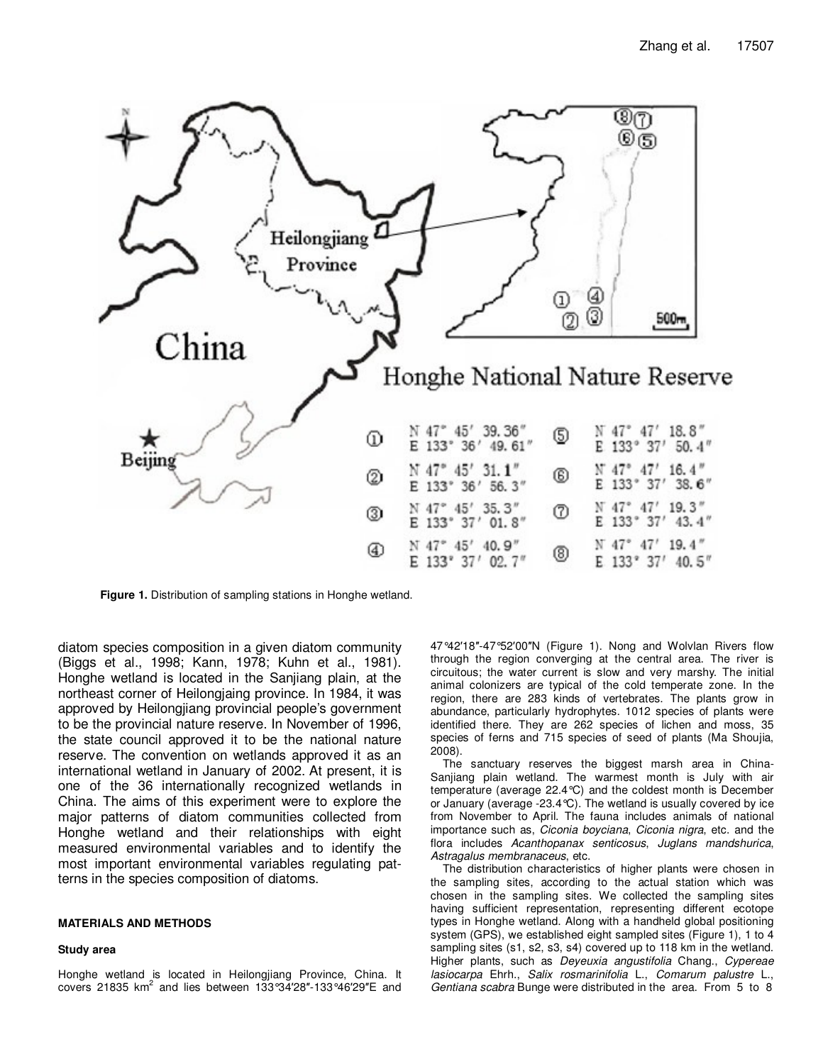**Figure 1.** Distribution of sampling stations in Honghe wetland.

diatom species composition in a given diatom community (Biggs et al., 1998; Kann, 1978; Kuhn et al., 1981). Honghe wetland is located in the Sanjiang plain, at the northeast corner of Heilongjaing province. In 1984, it was approved by Heilongjiang provincial people's government to be the provincial nature reserve. In November of 1996, the state council approved it to be the national nature reserve. The convention on wetlands approved it as an international wetland in January of 2002. At present, it is one of the 36 internationally recognized wetlands in China. The aims of this experiment were to explore the major patterns of diatom communities collected from Honghe wetland and their relationships with eight measured environmental variables and to identify the most important environmental variables regulating patterns in the species composition of diatoms.

## MATERIALS AND METHODS

### Study area

Honghe wetland is located in Heilongjiang Province, China. It covers 21835 km$^2$ and lies between 133°34′28″-133°46′29″E and 47°42′18″-47°52′00″N (Figure 1). Nong and Wolvlan Rivers flow through the region converging at the central area. The river is circuitous; the water current is slow and very marshy. The initial animal colonizers are typical of the cold temperate zone. In the region, there are 283 kinds of vertebrates. The plants grow in abundance, particularly hydrophytes. 1012 species of plants were identified there. They are 262 species of lichen and moss, 35 species of ferns and 715 species of seed of plants (Ma Shoujia, 2008).

The sanctuary reserves the biggest marsh area in China-Sanjiang plain wetland. The warmest month is July with air temperature (average 22.4°C) and the coldest month is December or January (average -23.4°C). The wetland is usually covered by ice from November to April. The fauna includes animals of national importance such as, *Ciconia boyciana*, *Ciconia nigra*, etc. and the flora includes *Acanthopanax senticosus*, *Juglans mandshurica*, *Astragalus membranaceus*, etc.

The distribution characteristics of higher plants were chosen in the sampling sites, according to the actual station which was chosen in the sampling sites. We collected the sampling sites having sufficient representation, representing different ecotope types in Honghe wetland. Along with a handheld global positioning system (GPS), we established eight sampled sites (Figure 1), 1 to 4 sampling sites (s1, s2, s3, s4) covered up to 118 km in the wetland. Higher plants, such as *Deyeuxia angustifolia* Chang., *Cypereae lasiocarpa* Ehrh., *Salix rosmarinifolia* L., *Comarum palustre* L., *Gentiana scabra* Bunge were distributed in the area. From 5 to 8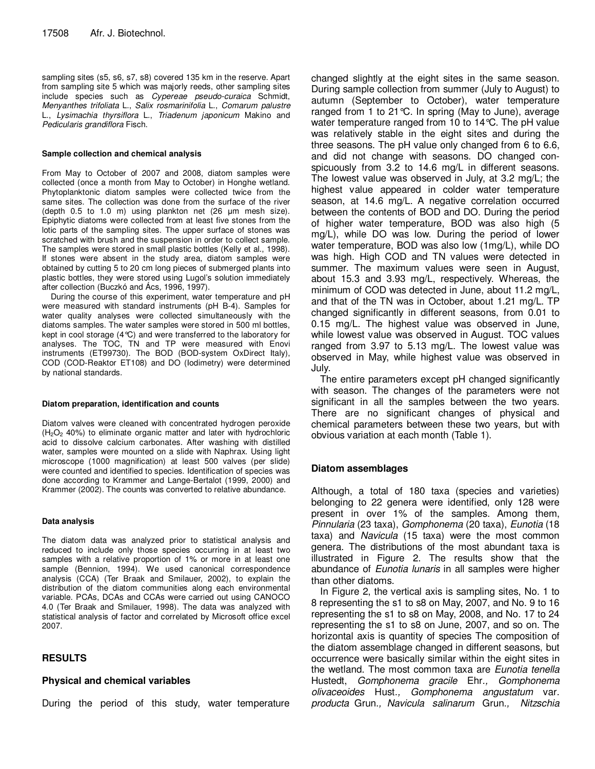sampling sites (s5, s6, s7, s8) covered 135 km in the reserve. Apart from sampling site 5 which was majorly reeds, other sampling sites include species such as *Cypereae pseudo-curaica* Schmidt, *Menyanthes trifoliata* L., *Salix rosmarinifolia* L., *Comarum palustre* L., *Lysimachia thyrsiflora* L., *Triadenum japonicum* Makino and *Pedicularis grandiflora* Fisch.

#### Sample collection and chemical analysis

From May to October of 2007 and 2008, diatom samples were collected (once a month from May to October) in Honghe wetland. Phytoplanktonic diatom samples were collected twice from the same sites. The collection was done from the surface of the river (depth 0.5 to 1.0 m) using plankton net (26 μm mesh size). Epiphytic diatoms were collected from at least five stones from the lotic parts of the sampling sites. The upper surface of stones was scratched with brush and the suspension in order to collect sample. The samples were stored in small plastic bottles (Kelly et al., 1998). If stones were absent in the study area, diatom samples were obtained by cutting 5 to 20 cm long pieces of submerged plants into plastic bottles, they were stored using Lugol's solution immediately after collection (Buczkó and Ács, 1996, 1997).

During the course of this experiment, water temperature and pH were measured with standard instruments (pH B-4). Samples for water quality analyses were collected simultaneously with the diatoms samples. The water samples were stored in 500 ml bottles, kept in cool storage (4°C) and were transferred to the laboratory for analyses. The TOC, TN and TP were measured with Enovi instruments (ET99730). The BOD (BOD-system OxDirect Italy), COD (COD-Reaktor ET108) and DO (Iodimetry) were determined by national standards.

#### Diatom preparation, identification and counts

Diatom valves were cleaned with concentrated hydrogen peroxide ($H_2O_2$ 40%) to eliminate organic matter and later with hydrochloric acid to dissolve calcium carbonates. After washing with distilled water, samples were mounted on a slide with Naphrax. Using light microscope (1000 magnification) at least 500 valves (per slide) were counted and identified to species. Identification of species was done according to Krammer and Lange-Bertalot (1999, 2000) and Krammer (2002). The counts was converted to relative abundance.

#### Data analysis

The diatom data was analyzed prior to statistical analysis and reduced to include only those species occurring in at least two samples with a relative proportion of 1% or more in at least one sample (Bennion, 1994). We used canonical correspondence analysis (CCA) (Ter Braak and Smilauer, 2002), to explain the distribution of the diatom communities along each environmental variable. PCAs, DCAs and CCAs were carried out using CANOCO 4.0 (Ter Braak and Smilauer, 1998). The data was analyzed with statistical analysis of factor and correlated by Microsoft office excel 2007.

## RESULTS

### Physical and chemical variables

During the period of this study, water temperature changed slightly at the eight sites in the same season. During sample collection from summer (July to August) to autumn (September to October), water temperature ranged from 1 to 21°C. In spring (May to June), average water temperature ranged from 10 to 14°C. The pH value was relatively stable in the eight sites and during the three seasons. The pH value only changed from 6 to 6.6, and did not change with seasons. DO changed conspicuously from 3.2 to 14.6 mg/L in different seasons. The lowest value was observed in July, at 3.2 mg/L; the highest value appeared in colder water temperature season, at 14.6 mg/L. A negative correlation occurred between the contents of BOD and DO. During the period of higher water temperature, BOD was also high (5 mg/L), while DO was low. During the period of lower water temperature, BOD was also low (1mg/L), while DO was high. High COD and TN values were detected in summer. The maximum values were seen in August, about 15.3 and 3.93 mg/L, respectively. Whereas, the minimum of COD was detected in June, about 11.2 mg/L, and that of the TN was in October, about 1.21 mg/L. TP changed significantly in different seasons, from 0.01 to 0.15 mg/L. The highest value was observed in June, while lowest value was observed in August. TOC values ranged from 3.97 to 5.13 mg/L. The lowest value was observed in May, while highest value was observed in July.

The entire parameters except pH changed significantly with season. The changes of the parameters were not significant in all the samples between the two years. There are no significant changes of physical and chemical parameters between these two years, but with obvious variation at each month (Table 1).

### Diatom assemblages

Although, a total of 180 taxa (species and varieties) belonging to 22 genera were identified, only 128 were present in over 1% of the samples. Among them, *Pinnularia* (23 taxa), *Gomphonema* (20 taxa), *Eunotia* (18 taxa) and *Navicula* (15 taxa) were the most common genera. The distributions of the most abundant taxa is illustrated in Figure 2. The results show that the abundance of *Eunotia lunaris* in all samples were higher than other diatoms.

In Figure 2, the vertical axis is sampling sites, No. 1 to 8 representing the s1 to s8 on May, 2007, and No. 9 to 16 representing the s1 to s8 on May, 2008, and No. 17 to 24 representing the s1 to s8 on June, 2007, and so on. The horizontal axis is quantity of species The composition of the diatom assemblage changed in different seasons, but occurrence were basically similar within the eight sites in the wetland. The most common taxa are *Eunotia tenella* Hustedt, *Gomphonema gracile* Ehr., *Gomphonema olivaceoides* Hust., *Gomphonema angustatum* var. *producta* Grun., *Navicula salinarum* Grun., *Nitzschia*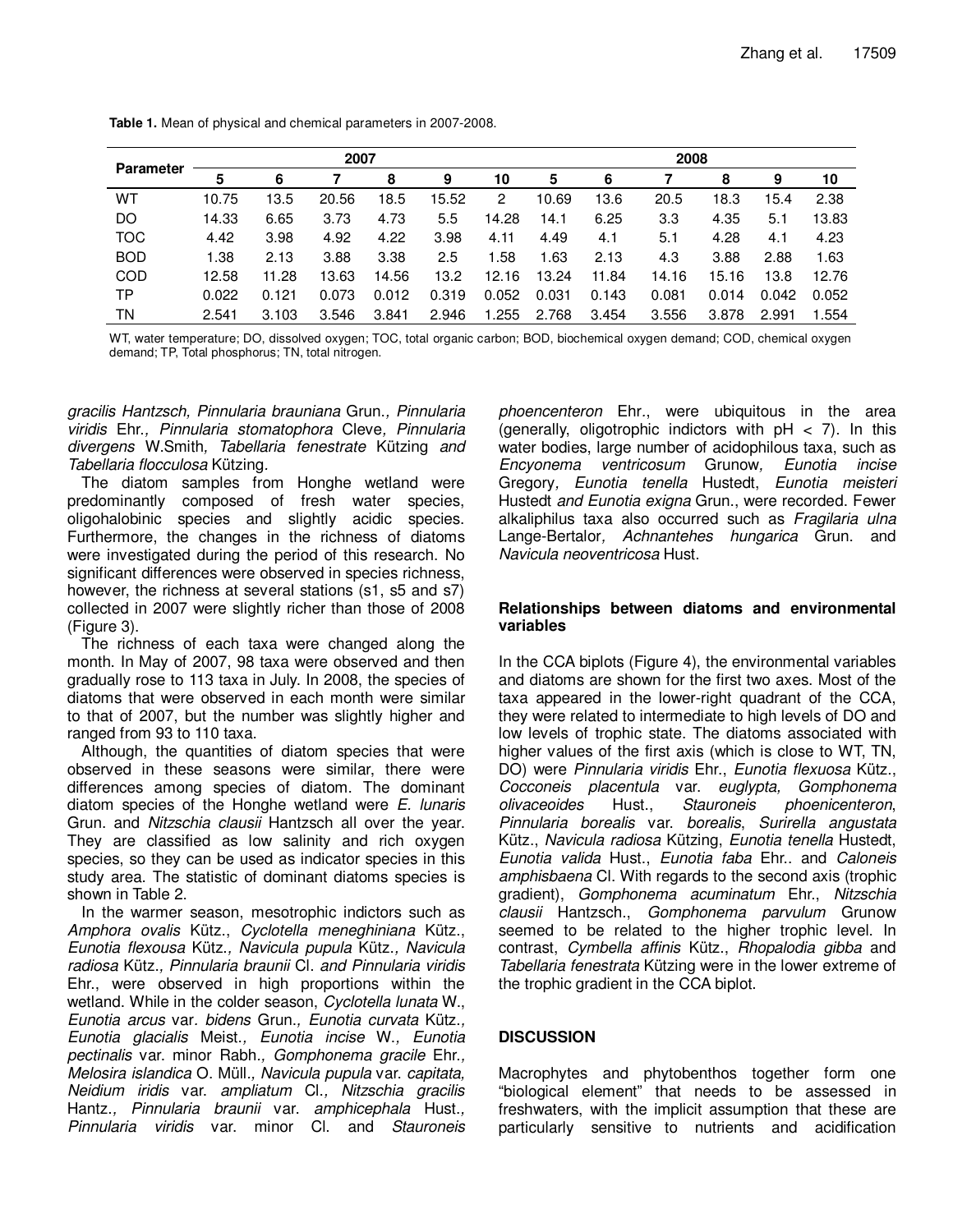**Table 1.** Mean of physical and chemical parameters in 2007-2008.

| Parameter | 2007 | | | | | | 2008 | | | | | |
|---|---|---|---|---|---|---|---|---|---|---|---|---|
| | 5 | 6 | 7 | 8 | 9 | 10 | 5 | 6 | 7 | 8 | 9 | 10 |
| WT | 10.75 | 13.5 | 20.56 | 18.5 | 15.52 | 2 | 10.69 | 13.6 | 20.5 | 18.3 | 15.4 | 2.38 |
| DO | 14.33 | 6.65 | 3.73 | 4.73 | 5.5 | 14.28 | 14.1 | 6.25 | 3.3 | 4.35 | 5.1 | 13.83 |
| TOC | 4.42 | 3.98 | 4.92 | 4.22 | 3.98 | 4.11 | 4.49 | 4.1 | 5.1 | 4.28 | 4.1 | 4.23 |
| BOD | 1.38 | 2.13 | 3.88 | 3.38 | 2.5 | 1.58 | 1.63 | 2.13 | 4.3 | 3.88 | 2.88 | 1.63 |
| COD | 12.58 | 11.28 | 13.63 | 14.56 | 13.2 | 12.16 | 13.24 | 11.84 | 14.16 | 15.16 | 13.8 | 12.76 |
| TP | 0.022 | 0.121 | 0.073 | 0.012 | 0.319 | 0.052 | 0.031 | 0.143 | 0.081 | 0.014 | 0.042 | 0.052 |
| TN | 2.541 | 3.103 | 3.546 | 3.841 | 2.946 | 1.255 | 2.768 | 3.454 | 3.556 | 3.878 | 2.991 | 1.554 |

WT, water temperature; DO, dissolved oxygen; TOC, total organic carbon; BOD, biochemical oxygen demand; COD, chemical oxygen demand; TP, Total phosphorus; TN, total nitrogen.

*gracilis Hantzsch, Pinnularia brauniana* Grun.*, Pinnularia viridis* Ehr.*, Pinnularia stomatophora* Cleve*, Pinnularia divergens* W.Smith*, Tabellaria fenestrate* Kützing *and Tabellaria flocculosa* Kützing.

The diatom samples from Honghe wetland were predominantly composed of fresh water species, oligohalobinic species and slightly acidic species. Furthermore, the changes in the richness of diatoms were investigated during the period of this research. No significant differences were observed in species richness, however, the richness at several stations (s1, s5 and s7) collected in 2007 were slightly richer than those of 2008 (Figure 3).

The richness of each taxa were changed along the month. In May of 2007, 98 taxa were observed and then gradually rose to 113 taxa in July. In 2008, the species of diatoms that were observed in each month were similar to that of 2007, but the number was slightly higher and ranged from 93 to 110 taxa.

Although, the quantities of diatom species that were observed in these seasons were similar, there were differences among species of diatom. The dominant diatom species of the Honghe wetland were *E. lunaris* Grun. and *Nitzschia clausii* Hantzsch all over the year. They are classified as low salinity and rich oxygen species, so they can be used as indicator species in this study area. The statistic of dominant diatoms species is shown in Table 2.

In the warmer season, mesotrophic indictors such as *Amphora ovalis* Kütz., *Cyclotella meneghiniana* Kütz., *Eunotia flexousa* Kütz.*, Navicula radiosa* Kütz.*, Pinnularia braunii* Cl. *and Pinnularia viridis* Ehr., were observed in high proportions within the wetland. While in the colder season, *Cyclotella lunata* W., *Eunotia arcus* var. *bidens* Grun.*, Eunotia curvata* Kütz.*, Eunotia glacialis* Meist.*, Eunotia incise* W.*, Eunotia pectinalis* var. minor Rabh.*, Gomphonema gracile* Ehr.*, Melosira islandica* O. Müll.*, Navicula pupula* var. *capitata, Neidium iridis* var. *ampliatum* Cl.*, Nitzschia gracilis* Hantz.*, Pinnularia braunii* var. *amphicephala* Hust.*, Pinnularia viridis* var. minor Cl. and *Stauroneis phoencenteron* Ehr., were ubiquitous in the area (generally, oligotrophic indictors with pH < 7). In this water bodies, large number of acidophilous taxa, such as *Encyonema ventricosum* Grunow*, Eunotia incise* Gregory*, Eunotia tenella* Hustedt, *Eunotia meisteri* Hustedt *and Eunotia exigna* Grun., were recorded. Fewer alkaliphilus taxa also occurred such as *Fragilaria ulna* Lange-Bertalor*, Achnantehes hungarica* Grun. and *Navicula neoventricosa* Hust.

### Relationships between diatoms and environmental variables

In the CCA biplots (Figure 4), the environmental variables and diatoms are shown for the first two axes. Most of the taxa appeared in the lower-right quadrant of the CCA, they were related to intermediate to high levels of DO and low levels of trophic state. The diatoms associated with higher values of the first axis (which is close to WT, TN, DO) were *Pinnularia viridis* Ehr., *Eunotia flexuosa* Kütz., *Cocconeis placentula* var. *euglypta, Gomphonema olivaceoides* Hust., *Stauroneis phoenicenteron*, *Pinnularia borealis* var. *borealis*, *Surirella angustata* Kütz., *Navicula radiosa* Kützing, *Eunotia tenella* Hustedt, *Eunotia valida* Hust., *Eunotia faba* Ehr.. and *Caloneis amphisbaena* Cl. With regards to the second axis (trophic gradient), *Gomphonema acuminatum* Ehr., *Nitzschia clausii* Hantzsch., *Gomphonema parvulum* Grunow seemed to be related to the higher trophic level. In contrast, *Cymbella affinis* Kütz., *Rhopalodia gibba* and *Tabellaria fenestrata* Kützing were in the lower extreme of the trophic gradient in the CCA biplot.

## DISCUSSION

Macrophytes and phytobenthos together form one "biological element" that needs to be assessed in freshwaters, with the implicit assumption that these are particularly sensitive to nutrients and acidification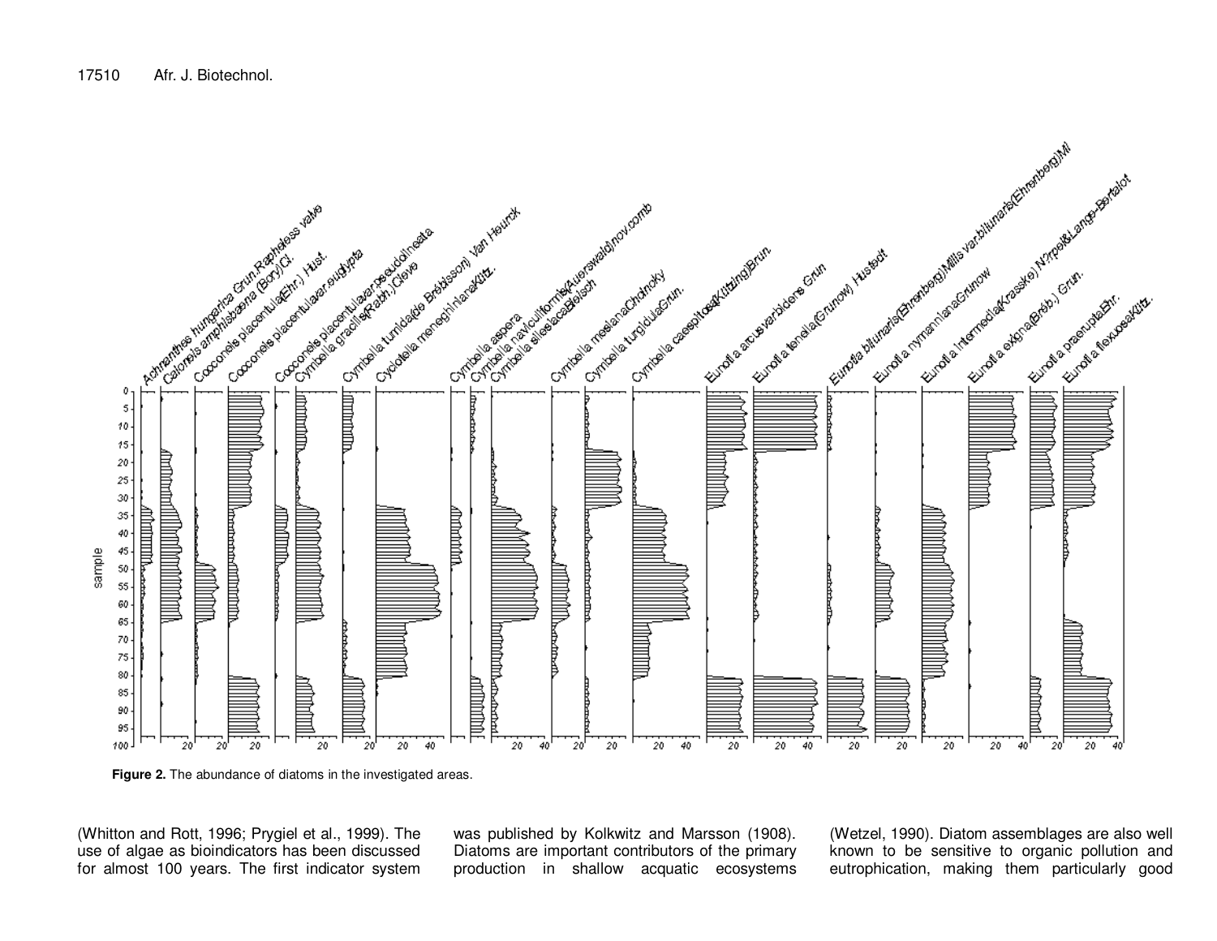**Figure 2.** The abundance of diatoms in the investigated areas.

(Whitton and Rott, 1996; Prygiel et al., 1999). The use of algae as bioindicators has been discussed for almost 100 years. The first indicator system was published by Kolkwitz and Marsson (1908). Diatoms are important contributors of the primary production in shallow acquatic ecosystems (Wetzel, 1990). Diatom assemblages are also well known to be sensitive to organic pollution and eutrophication, making them particularly good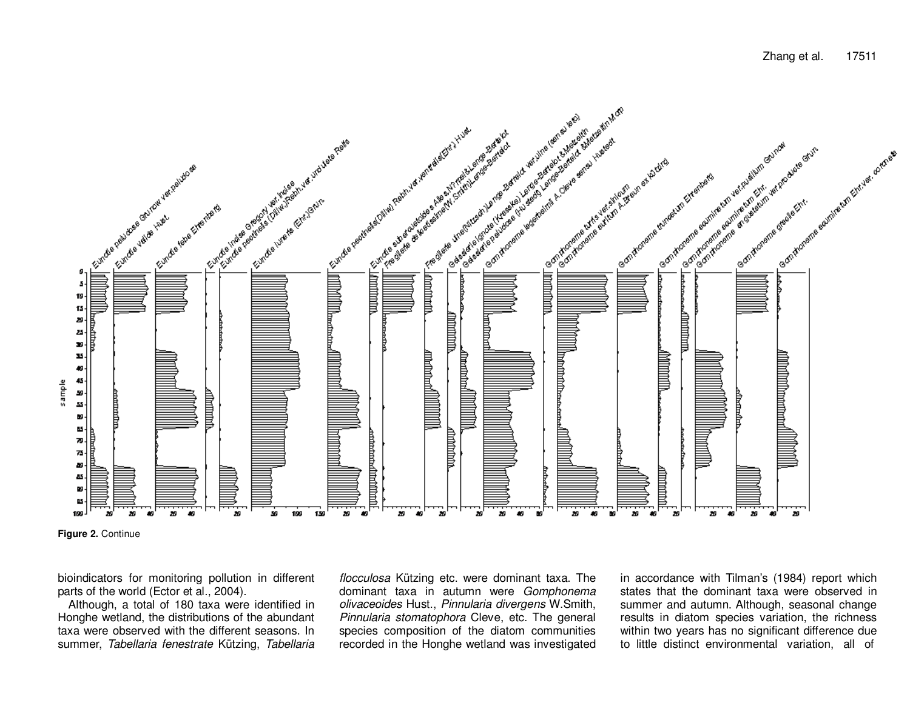**Figure 2.** Continue

bioindicators for monitoring pollution in different parts of the world (Ector et al., 2004).

Although, a total of 180 taxa were identified in Honghe wetland, the distributions of the abundant taxa were observed with the different seasons. In summer, *Tabellaria fenestrate* Kützing, *Tabellaria flocculosa* Kützing etc. were dominant taxa. The dominant taxa in autumn were *Gomphonema olivaceoides* Hust., *Pinnularia divergens* W.Smith, *Pinnularia stomatophora* Cleve, etc. The general species composition of the diatom communities recorded in the Honghe wetland was investigated in accordance with Tilman's (1984) report which states that the dominant taxa were observed in summer and autumn. Although, seasonal change results in diatom species variation, the richness within two years has no significant difference due to little distinct environmental variation, all of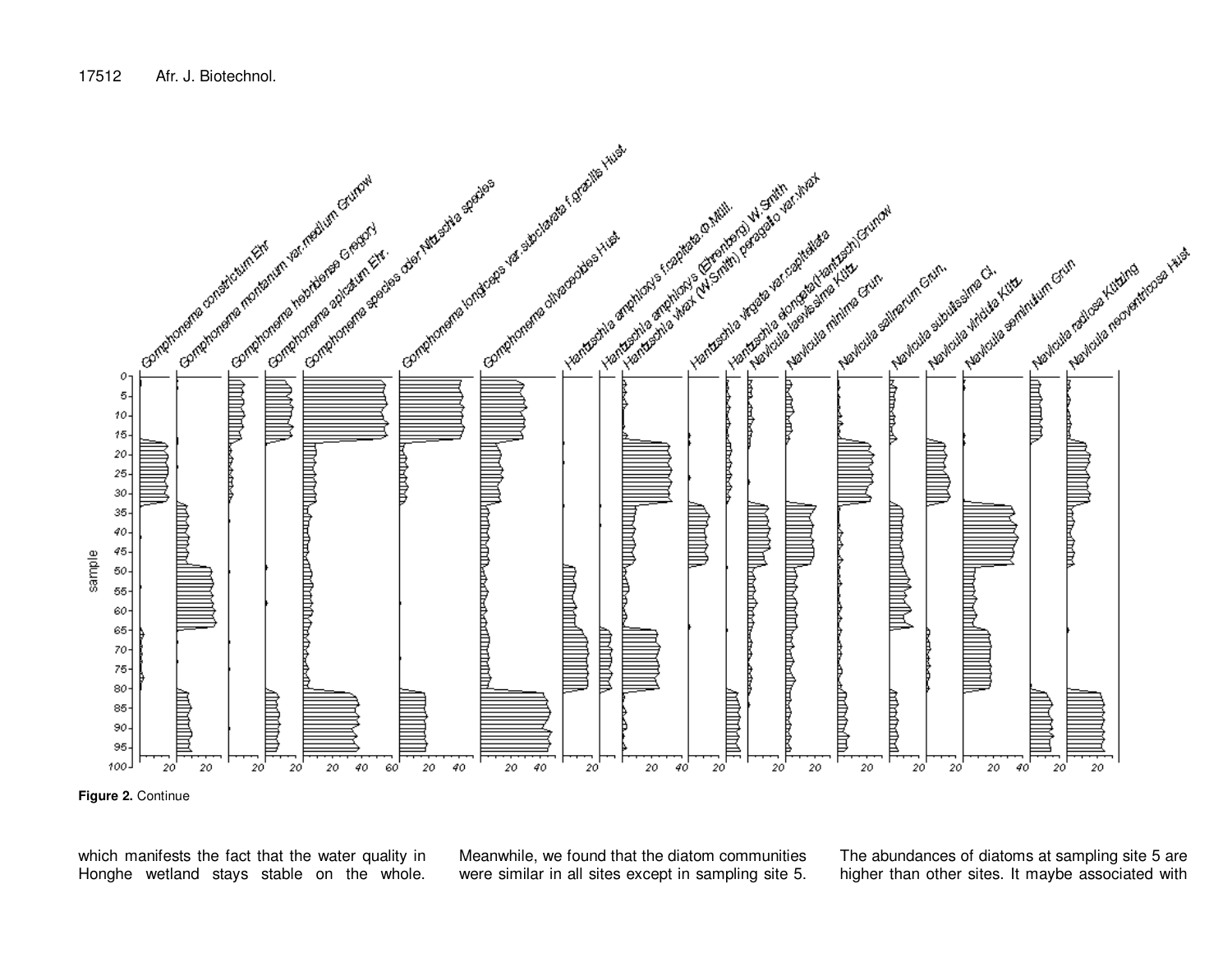**Figure 2.** Continue

which manifests the fact that the water quality in Honghe wetland stays stable on the whole. Meanwhile, we found that the diatom communities were similar in all sites except in sampling site 5. The abundances of diatoms at sampling site 5 are higher than other sites. It maybe associated with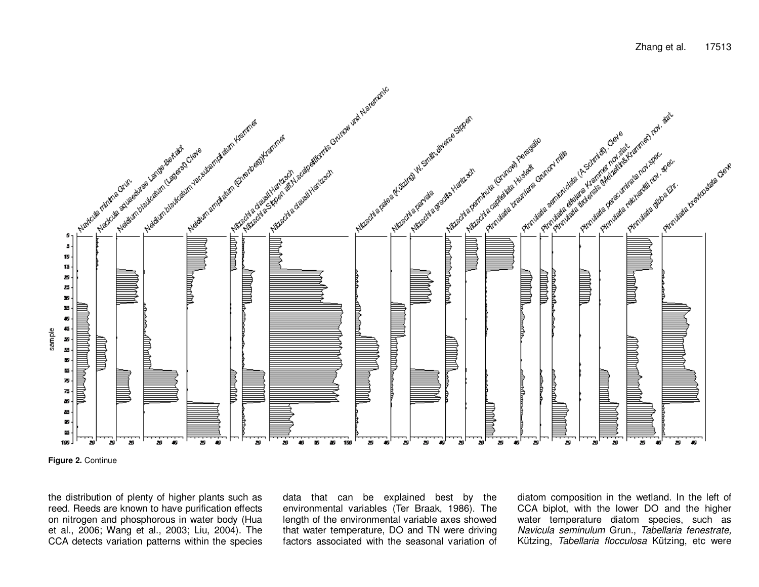**Figure 2.** Continue

the distribution of plenty of higher plants such as reed. Reeds are known to have purification effects on nitrogen and phosphorous in water body (Hua et al., 2006; Wang et al., 2003; Liu, 2004). The CCA detects variation patterns within the species data that can be explained best by the environmental variables (Ter Braak, 1986). The length of the environmental variable axes showed that water temperature, DO and TN were driving factors associated with the seasonal variation of diatom composition in the wetland. In the left of CCA biplot, with the lower DO and the higher water temperature diatom species, such as *Navicula seminulum* Grun., *Tabellaria fenestrate,* Kützing, *Tabellaria flocculosa* Kützing, etc were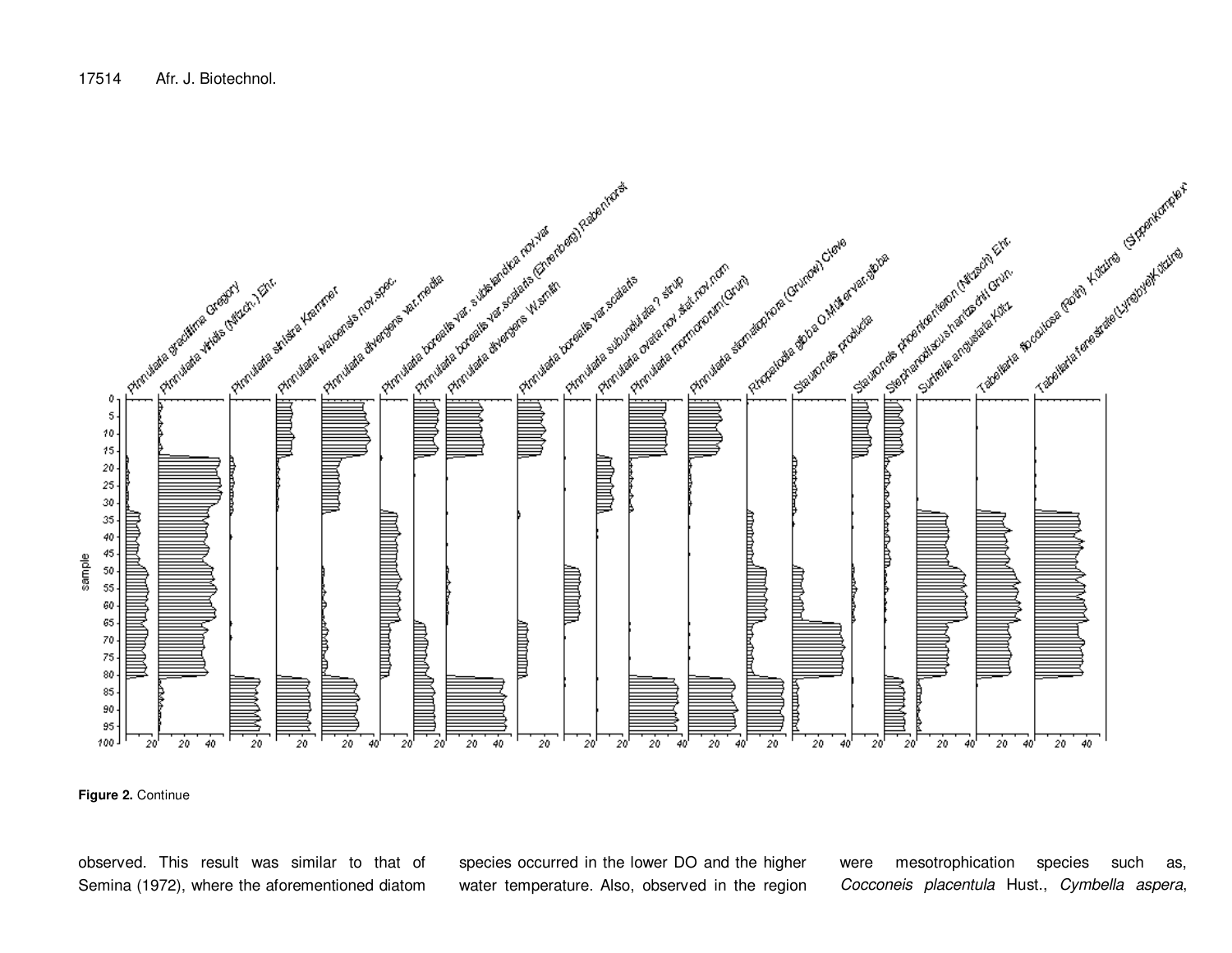**Figure 2.** Continue

observed. This result was similar to that of Semina (1972), where the aforementioned diatom species occurred in the lower DO and the higher water temperature. Also, observed in the region were mesotrophication species such as, *Cocconeis placentula* Hust., *Cymbella aspera*,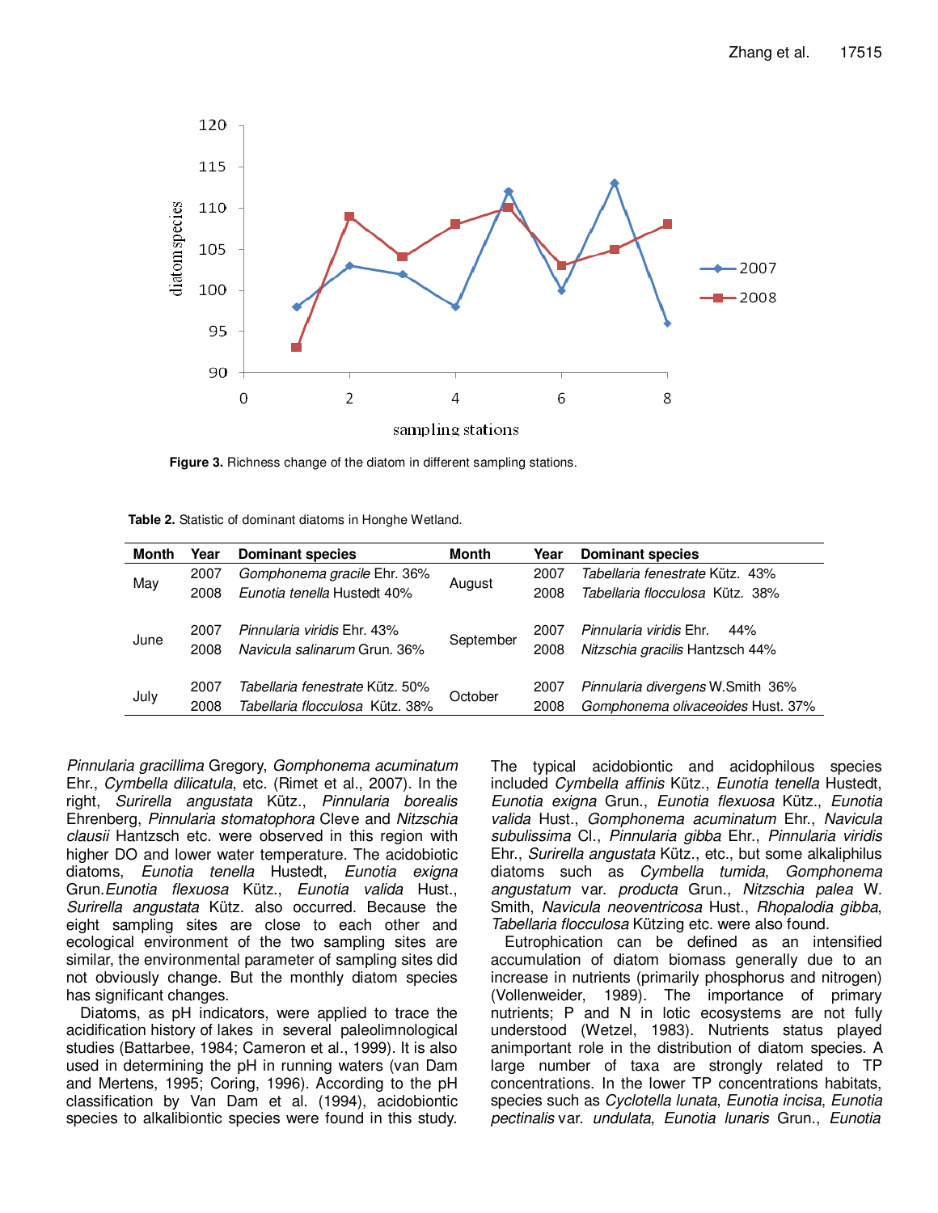**Figure 3.** Richness change of the diatom in different sampling stations.

**Table 2.** Statistic of dominant diatoms in Honghe Wetland.

| Month | Year | Dominant species | Month | Year | Dominant species |
|---|---|---|---|---|---|
| May | 2007 | *Gomphonema gracile* Ehr. 36% | August | 2007 | *Tabellaria fenestrate* Kütz. 43% |
| | 2008 | *Eunotia tenella* Hustedt 40% | | 2008 | *Tabellaria flocculosa* Kütz. 38% |
| June | 2007 | *Pinnularia viridis* Ehr. 43% | September | 2007 | *Pinnularia viridis* Ehr. 44% |
| | 2008 | *Navicula salinarum* Grun. 36% | | 2008 | *Nitzschia gracilis* Hantzsch 44% |
| July | 2007 | *Tabellaria fenestrate* Kütz. 50% | October | 2007 | *Pinnularia divergens* W.Smith 36% |
| | 2008 | *Tabellaria flocculosa* Kütz. 38% | | 2008 | *Gomphonema olivaceoides* Hust. 37% |

*Pinnularia gracillima* Gregory, *Gomphonema acuminatum* Ehr., *Cymbella dilicatula*, etc. (Rimet et al., 2007). In the right, *Surirella angustata* Kütz., *Pinnularia borealis* Ehrenberg, *Pinnularia stomatophora* Cleve and *Nitzschia clausii* Hantzsch etc. were observed in this region with higher DO and lower water temperature. The acidobiotic diatoms, *Eunotia tenella* Hustedt, *Eunotia exigna* Grun.*Eunotia flexuosa* Kütz., *Eunotia valida* Hust., *Surirella angustata* Kütz. also occurred. Because the eight sampling sites are close to each other and ecological environment of the two sampling sites are similar, the environmental parameter of sampling sites did not obviously change. But the monthly diatom species has significant changes.

Diatoms, as pH indicators, were applied to trace the acidification history of lakes in several paleolimnological studies (Battarbee, 1984; Cameron et al., 1999). It is also used in determining the pH in running waters (van Dam and Mertens, 1995; Coring, 1996). According to the pH classification by Van Dam et al. (1994), acidobiontic species to alkalibiontic species were found in this study.

The typical acidobiontic and acidophilous species included *Cymbella affinis* Kütz., *Eunotia tenella* Hustedt, *Eunotia exigna* Grun., *Eunotia flexuosa* Kütz., *Eunotia valida* Hust., *Gomphonema acuminatum* Ehr., *Navicula subulissima* Cl., *Pinnularia gibba* Ehr., *Pinnularia viridis* Ehr., *Surirella angustata* Kütz., etc., but some alkaliphilus diatoms such as *Cymbella tumida*, *Gomphonema angustatum* var. *producta* Grun., *Nitzschia palea* W. Smith, *Navicula neoventricosa* Hust., *Rhopalodia gibba*, *Tabellaria flocculosa* Kützing etc. were also found.

Eutrophication can be defined as an intensified accumulation of diatom biomass generally due to an increase in nutrients (primarily phosphorus and nitrogen) (Vollenweider, 1989). The importance of primary nutrients; P and N in lotic ecosystems are not fully understood (Wetzel, 1983). Nutrients status played animportant role in the distribution of diatom species. A large number of taxa are strongly related to TP concentrations. In the lower TP concentrations habitats, species such as *Cyclotella lunata*, *Eunotia incisa*, *Eunotia pectinalis* var. *undulata*, *Eunotia lunaris* Grun., *Eunotia*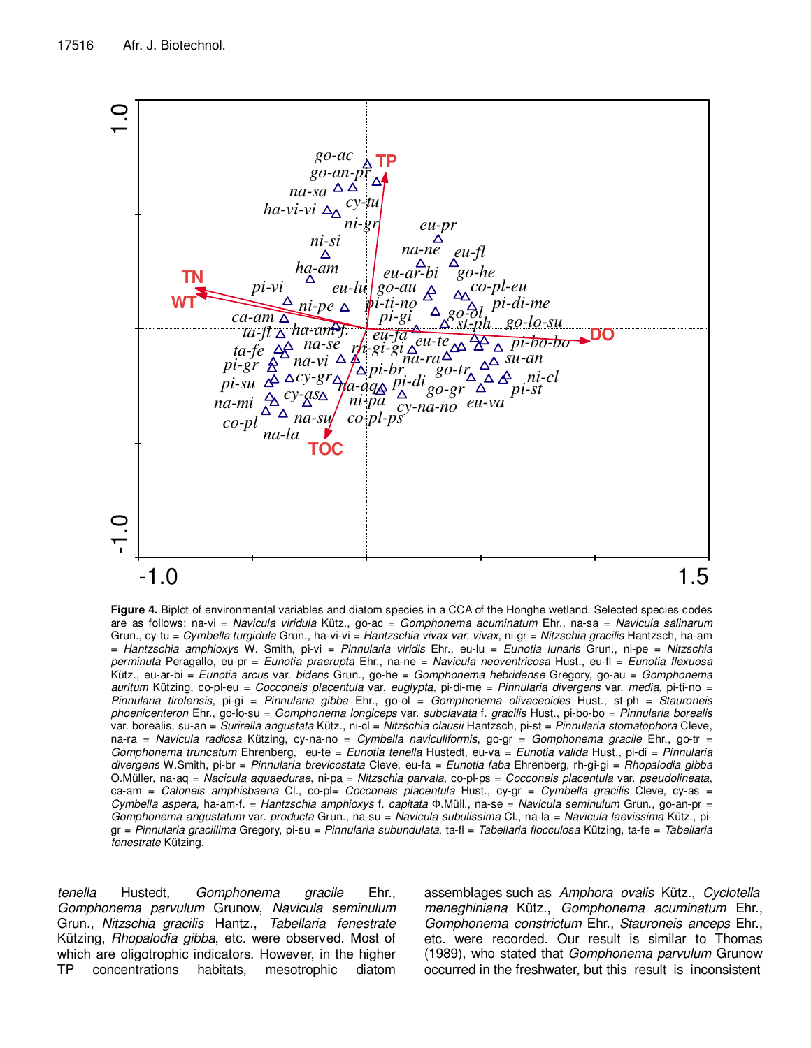**Figure 4.** Biplot of environmental variables and diatom species in a CCA of the Honghe wetland. Selected species codes are as follows: na-vi = *Navicula viridula* Kütz., go-ac = *Gomphonema acuminatum* Ehr., na-sa = *Navicula salinarum* Grun., cy-tu = *Cymbella turgidula* Grun., ha-vi-vi = *Hantzschia vivax var. vivax*, ni-gr = *Nitzschia gracilis* Hantzsch, ha-am = *Hantzschia amphioxys* W. Smith, pi-vi = *Pinnularia viridis* Ehr., eu-lu = *Eunotia lunaris* Grun., ni-pe = *Nitzschia perminuta* Peragallo, eu-pr = *Eunotia praerupta* Ehr., na-ne = *Navicula neoventricosa* Hust., eu-fl = *Eunotia flexuosa* Kütz., eu-ar-bi = *Eunotia arcus* var. *bidens* Grun., go-he = *Gomphonema hebridense* Gregory, go-au = *Gomphonema auritum* Kützing, co-pl-eu = *Cocconeis placentula* var. *euglypta*, pi-di-me = *Pinnularia divergens* var. *media*, pi-ti-no = *Pinnularia tirolensis*, pi-gi = *Pinnularia gibba* Ehr., go-ol = *Gomphonema olivaceoides* Hust., st-ph = *Stauroneis phoenicenteron* Ehr., go-lo-su = *Gomphonema longiceps* var. *subclavata* f. *gracilis* Hust., pi-bo-bo = *Pinnularia borealis* var. borealis, su-an = *Surirella angustata* Kütz., ni-cl = *Nitzschia clausii* Hantzsch, pi-st = *Pinnularia stomatophora* Cleve, na-ra = *Navicula radiosa* Kützing, cy-na-no = *Cymbella naviculiformis*, go-gr = *Gomphonema gracile* Ehr., go-tr = *Gomphonema truncatum* Ehrenberg, eu-te = *Eunotia tenella* Hustedt, eu-va = *Eunotia valida* Hust., pi-di = *Pinnularia divergens* W.Smith, pi-br = *Pinnularia brevicostata* Cleve, eu-fa = *Eunotia faba* Ehrenberg, rh-gi-gi = *Rhopalodia gibba* O.Müller, na-aq = *Nacicula aquaedurae*, ni-pa = *Nitzschia parvala*, co-pl-ps = *Cocconeis placentula* var. *pseudolineata*, ca-am = *Caloneis amphisbaena* Cl., co-pl= *Cocconeis placentula* Hust., cy-gr = *Cymbella gracilis* Cleve, cy-as = *Cymbella aspera*, ha-am-f. = *Hantzschia amphioxys* f. *capitata* Φ.Müll., na-se = *Navicula seminulum* Grun., go-an-pr = *Gomphonema angustatum* var. *producta* Grun., na-su = *Navicula subulissima* Cl., na-la = *Navicula laevissima* Kütz., pi-gr = *Pinnularia gracillima* Gregory, pi-su = *Pinnularia subundulata*, ta-fl = *Tabellaria flocculosa* Kützing, ta-fe = *Tabellaria fenestrate* Kützing.

*tenella* Hustedt, *Gomphonema gracile* Ehr., *Gomphonema parvulum* Grunow, *Navicula seminulum* Grun., *Nitzschia gracilis* Hantz., *Tabellaria fenestrate* Kützing, *Rhopalodia gibba*, etc. were observed. Most of which are oligotrophic indicators. However, in the higher TP concentrations habitats, mesotrophic diatom assemblages such as *Amphora ovalis* Kütz., *Cyclotella meneghiniana* Kütz., *Gomphonema acuminatum* Ehr., *Gomphonema constrictum* Ehr., *Stauroneis anceps* Ehr., etc. were recorded. Our result is similar to Thomas (1989), who stated that *Gomphonema parvulum* Grunow occurred in the freshwater, but this result is inconsistent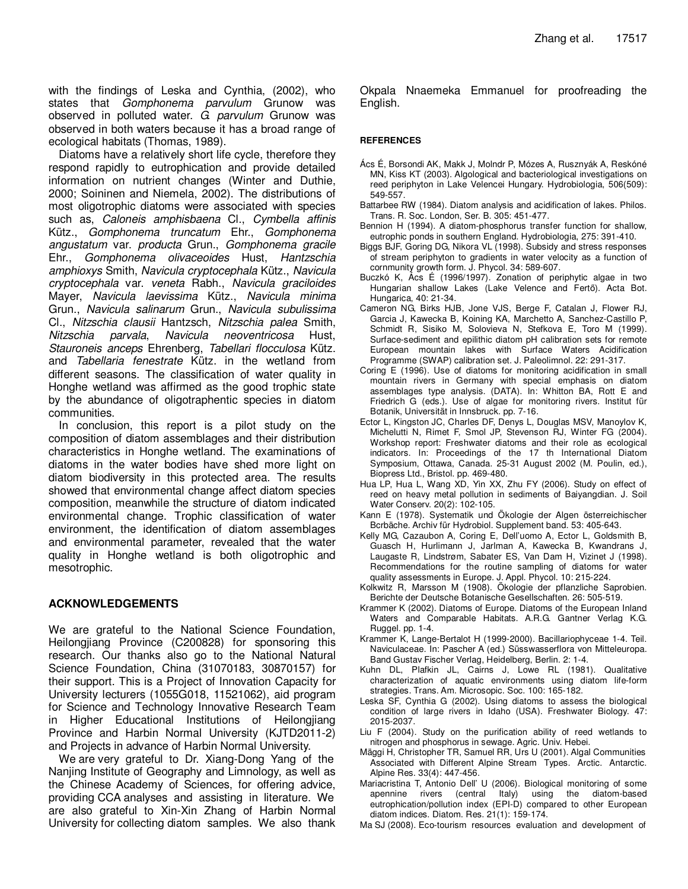with the findings of Leska and Cynthia, (2002), who states that *Gomphonema parvulum* Grunow was observed in polluted water. *G. parvulum* Grunow was observed in both waters because it has a broad range of ecological habitats (Thomas, 1989).

Diatoms have a relatively short life cycle, therefore they respond rapidly to eutrophication and provide detailed information on nutrient changes (Winter and Duthie, 2000; Soininen and Niemela, 2002). The distributions of most oligotrophic diatoms were associated with species such as, *Caloneis amphisbaena* Cl., *Cymbella affinis* Kütz., *Gomphonema truncatum* Ehr., *Gomphonema angustatum* var. *producta* Grun., *Gomphonema gracile* Ehr., *Gomphonema olivaceoides* Hust, *Hantzschia amphioxys* Smith, *Navicula cryptocephala* Kütz., *Navicula cryptocephala* var. *veneta* Rabh., *Navicula graciloides* Mayer, *Navicula laevissima* Kütz., *Navicula minima* Grun., *Navicula salinarum* Grun., *Navicula subulissima* Cl., *Nitzschia clausii* Hantzsch, *Nitzschia palea* Smith, *Nitzschia parvala*, *Navicula neoventricosa* Hust, *Stauroneis anceps* Ehrenberg, *Tabellari flocculosa* Kütz. and *Tabellaria fenestrate* Kütz. in the wetland from different seasons. The classification of water quality in Honghe wetland was affirmed as the good trophic state by the abundance of oligotraphentic species in diatom communities.

In conclusion, this report is a pilot study on the composition of diatom assemblages and their distribution characteristics in Honghe wetland. The examinations of diatoms in the water bodies have shed more light on diatom biodiversity in this protected area. The results showed that environmental change affect diatom species composition, meanwhile the structure of diatom indicated environmental change. Trophic classification of water environment, the identification of diatom assemblages and environmental parameter, revealed that the water quality in Honghe wetland is both oligotrophic and mesotrophic.

## ACKNOWLEDGEMENTS

We are grateful to the National Science Foundation, Heilongjiang Province (C200828) for sponsoring this research. Our thanks also go to the National Natural Science Foundation, China (31070183, 30870157) for their support. This is a Project of Innovation Capacity for University lecturers (1055G018, 11521062), aid program for Science and Technology Innovative Research Team in Higher Educational Institutions of Heilongjiang Province and Harbin Normal University (KJTD2011-2) and Projects in advance of Harbin Normal University.

We are very grateful to Dr. Xiang-Dong Yang of the Nanjing Institute of Geography and Limnology, as well as the Chinese Academy of Sciences, for offering advice, providing CCA analyses and assisting in literature. We are also grateful to Xin-Xin Zhang of Harbin Normal University for collecting diatom samples. We also thank Okpala Nnaemeka Emmanuel for proofreading the English.

## REFERENCES

Ács É, Borsondi AK, Makk J, Molndr P, Mózes A, Rusznyák A, Reskóné MN, Kiss KT (2003). Algological and bacteriological investigations on reed periphyton in Lake Velencei Hungary. Hydrobiologia, 506(509): 549-557.

Battarbee RW (1984). Diatom analysis and acidification of lakes. Philos. Trans. R. Soc. London, Ser. B. 305: 451-477.

Bennion H (1994). A diatom-phosphorus transfer function for shallow, eutrophic ponds in southern England. Hydrobiologia, 275: 391-410.

Biggs BJF, Goring DG, Nikora VL (1998). Subsidy and stress responses of stream periphyton to gradients in water velocity as a function of cornmunity growth form. J. Phycol. 34: 589-607.

Buczkó K, Ács É (1996/1997). Zonation of periphytic algae in two Hungarian shallow Lakes (Lake Velence and Fertő). Acta Bot. Hungarica, 40: 21-34.

Cameron NG, Birks HJB, Jone VJS, Berge F, Catalan J, Flower RJ, Garcia J, Kawecka B, Koining KA, Marchetto A, Sanchez-Castillo P, Schmidt R, Sisiko M, Solovieva N, Stefkova E, Toro M (1999). Surface-sediment and epilithic diatom pH calibration sets for remote European mountain lakes with Surface Waters Acidification Programme (SWAP) calibration set. J. Paleolimnol. 22: 291-317.

Coring E (1996). Use of diatoms for monitoring acidification in small mountain rivers in Germany with special emphasis on diatom assemblages type analysis. (DATA). In: Whitton BA, Rott E and Friedrich G (eds.). Use of algae for monitoring rivers. Institut für Botanik, Universität in Innsbruck. pp. 7-16.

Ector L, Kingston JC, Charles DF, Denys L, Douglas MSV, Manoylov K, Michelutti N, Rimet F, Smol JP, Stevenson RJ, Winter FG (2004). Workshop report: Freshwater diatoms and their role as ecological indicators. In: Proceedings of the 17 th International Diatom Symposium, Ottawa, Canada. 25-31 August 2002 (M. Poulin, ed.), Biopress Ltd., Bristol. pp. 469-480.

Hua LP, Hua L, Wang XD, Yin XX, Zhu FY (2006). Study on effect of reed on heavy metal pollution in sediments of Baiyangdian. J. Soil Water Conserv. 20(2): 102-105.

Kann E (1978). Systematik und Ökologie der Algen österreichischer Bcrbäche. Archiv für Hydrobiol. Supplement band. 53: 405-643.

Kelly MG, Cazaubon A, Coring E, Dell'uomo A, Ector L, Goldsmith B, Guasch H, Hurlimann J, Jarlman A, Kawecka B, Kwandrans J, Laugaste R, Lindstrøm, Sabater ES, Van Dam H, Vizinet J (1998). Recommendations for the routine sampling of diatoms for water quality assessments in Europe. J. Appl. Phycol. 10: 215-224.

Kolkwitz R, Marsson M (1908). Ökologie der pflanzliche Saprobien. Berichte der Deutsche Botanische Gesellschaften. 26: 505-519.

Krammer K (2002). Diatoms of Europe. Diatoms of the European Inland Waters and Comparable Habitats. A.R.G. Gantner Verlag K.G. Ruggel. pp. 1-4.

Krammer K, Lange-Bertalot H (1999-2000). Bacillariophyceae 1-4. Teil. Naviculaceae. In: Pascher A (ed.) Süsswasserflora von Mitteleuropa. Band Gustav Fischer Verlag, Heidelberg, Berlin. 2: 1-4.

Kuhn DL, Plafkin JL, Cairns J, Lowe RL (1981). Qualitative characterization of aquatic environments using diatom life-form strategies. Trans. Am. Microsopic. Soc. 100: 165-182.

Leska SF, Cynthia G (2002). Using diatoms to assess the biological condition of large rivers in Idaho (USA). Freshwater Biology. 47: 2015-2037.

Liu F (2004). Study on the purification ability of reed wetlands to nitrogen and phosphorus in sewage. Agric. Univ. Hebei.

Mäggi H, Christopher TR, Samuel RR, Urs U (2001). Algal Communities Associated with Different Alpine Stream Types. Arctic. Antarctic. Alpine Res. 33(4): 447-456.

Mariacristina T, Antonio Dell' U (2006). Biological monitoring of some apennine rivers (central Italy) using the diatom-based eutrophication/pollution index (EPI-D) compared to other European diatom indices. Diatom. Res. 21(1): 159-174.

Ma SJ (2008). Eco-tourism resources evaluation and development of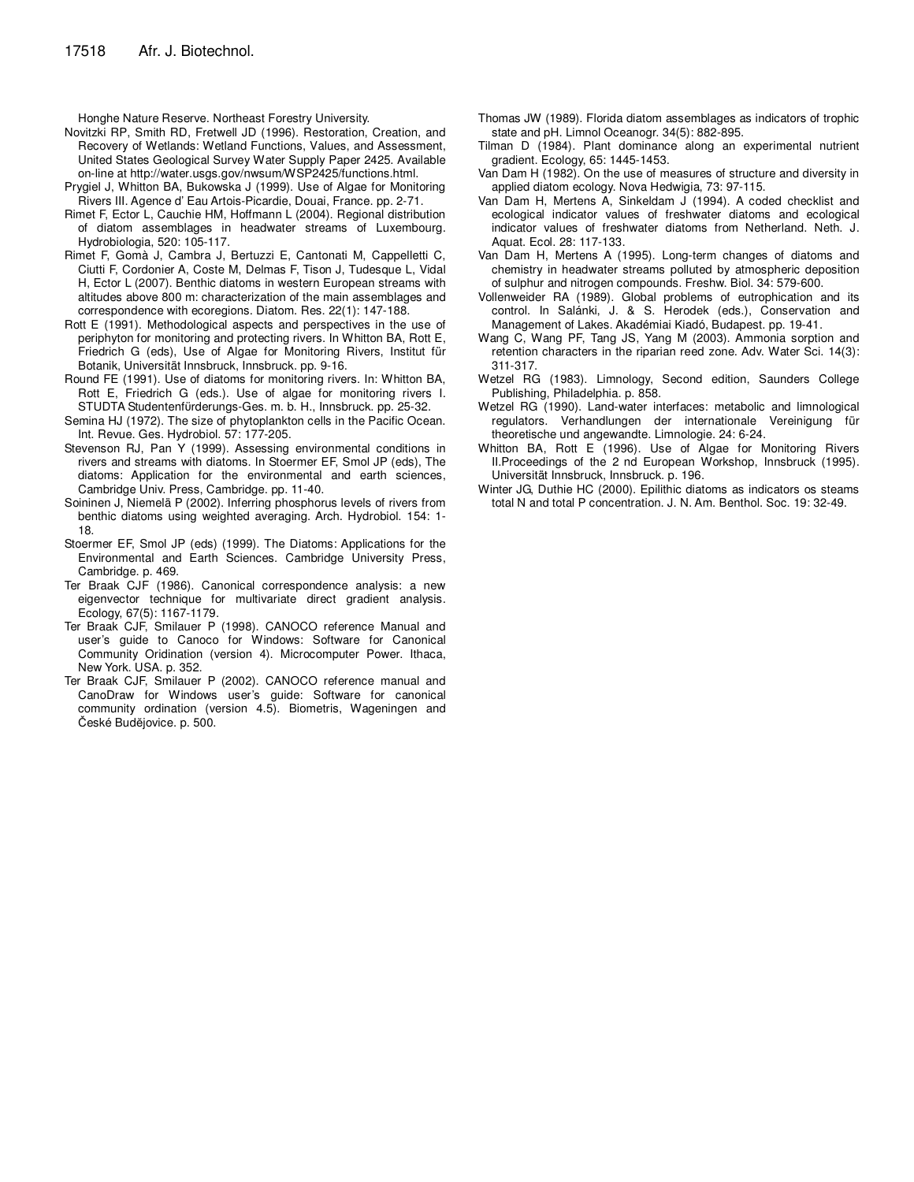Honghe Nature Reserve. Northeast Forestry University.

Novitzki RP, Smith RD, Fretwell JD (1996). Restoration, Creation, and Recovery of Wetlands: Wetland Functions, Values, and Assessment, United States Geological Survey Water Supply Paper 2425. Available on-line at http://water.usgs.gov/nwsum/WSP2425/functions.html.

Prygiel J, Whitton BA, Bukowska J (1999). Use of Algae for Monitoring Rivers III. Agence d' Eau Artois-Picardie, Douai, France. pp. 2-71.

Rimet F, Ector L, Cauchie HM, Hoffmann L (2004). Regional distribution of diatom assemblages in headwater streams of Luxembourg. Hydrobiologia, 520: 105-117.

Rimet F, Gomà J, Cambra J, Bertuzzi E, Cantonati M, Cappelletti C, Ciutti F, Cordonier A, Coste M, Delmas F, Tison J, Tudesque L, Vidal H, Ector L (2007). Benthic diatoms in western European streams with altitudes above 800 m: characterization of the main assemblages and correspondence with ecoregions. Diatom. Res. 22(1): 147-188.

Rott E (1991). Methodological aspects and perspectives in the use of periphyton for monitoring and protecting rivers. In Whitton BA, Rott E, Friedrich G (eds), Use of Algae for Monitoring Rivers, Institut für Botanik, Universität Innsbruck, Innsbruck. pp. 9-16.

Round FE (1991). Use of diatoms for monitoring rivers. In: Whitton BA, Rott E, Friedrich G (eds.). Use of algae for monitoring rivers I. STUDTA Studentenfürderungs-Ges. m. b. H., Innsbruck. pp. 25-32.

Semina HJ (1972). The size of phytoplankton cells in the Pacific Ocean. Int. Revue. Ges. Hydrobiol. 57: 177-205.

Stevenson RJ, Pan Y (1999). Assessing environmental conditions in rivers and streams with diatoms. In Stoermer EF, Smol JP (eds), The diatoms: Application for the environmental and earth sciences, Cambridge Univ. Press, Cambridge. pp. 11-40.

Soininen J, Niemelä P (2002). Inferring phosphorus levels of rivers from benthic diatoms using weighted averaging. Arch. Hydrobiol. 154: 1-18.

Stoermer EF, Smol JP (eds) (1999). The Diatoms: Applications for the Environmental and Earth Sciences. Cambridge University Press, Cambridge. p. 469.

Ter Braak CJF (1986). Canonical correspondence analysis: a new eigenvector technique for multivariate direct gradient analysis. Ecology, 67(5): 1167-1179.

Ter Braak CJF, Smilauer P (1998). CANOCO reference Manual and user's guide to Canoco for Windows: Software for Canonical Community Oridination (version 4). Microcomputer Power. Ithaca, New York. USA. p. 352.

Ter Braak CJF, Smilauer P (2002). CANOCO reference manual and CanoDraw for Windows user's guide: Software for canonical community ordination (version 4.5). Biometris, Wageningen and České Budějovice. p. 500.

Thomas JW (1989). Florida diatom assemblages as indicators of trophic state and pH. Limnol Oceanogr. 34(5): 882-895.

Tilman D (1984). Plant dominance along an experimental nutrient gradient. Ecology, 65: 1445-1453.

Van Dam H (1982). On the use of measures of structure and diversity in applied diatom ecology. Nova Hedwigia, 73: 97-115.

Van Dam H, Mertens A, Sinkeldam J (1994). A coded checklist and ecological indicator values of freshwater diatoms and ecological indicator values of freshwater diatoms from Netherland. Neth. J. Aquat. Ecol. 28: 117-133.

Van Dam H, Mertens A (1995). Long-term changes of diatoms and chemistry in headwater streams polluted by atmospheric deposition of sulphur and nitrogen compounds. Freshw. Biol. 34: 579-600.

Vollenweider RA (1989). Global problems of eutrophication and its control. In Salánki, J. & S. Herodek (eds.), Conservation and Management of Lakes. Akadémiai Kiadó, Budapest. pp. 19-41.

Wang C, Wang PF, Tang JS, Yang M (2003). Ammonia sorption and retention characters in the riparian reed zone. Adv. Water Sci. 14(3): 311-317.

Wetzel RG (1983). Limnology, Second edition, Saunders College Publishing, Philadelphia. p. 858.

Wetzel RG (1990). Land-water interfaces: metabolic and limnological regulators. Verhandlungen der internationale Vereinigung für theoretische und angewandte. Limnologie. 24: 6-24.

Whitton BA, Rott E (1996). Use of Algae for Monitoring Rivers II.Proceedings of the 2 nd European Workshop, Innsbruck (1995). Universität Innsbruck, Innsbruck. p. 196.

Winter JG, Duthie HC (2000). Epilithic diatoms as indicators os steams total N and total P concentration. J. N. Am. Benthol. Soc. 19: 32-49.